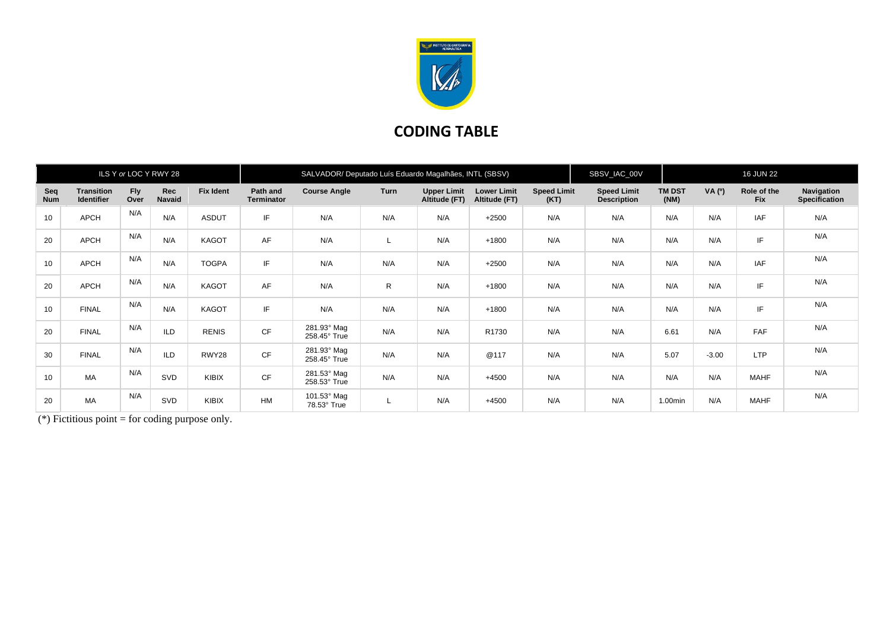# CODING TABLE

| ILS Y *or* LOC Y RWY 28 | | | | | SALVADOR/ Deputado Luís Eduardo Magalhães, INTL (SBSV) | | | | | | SBSV_IAC_00V | 16 JUN 22 | | | |
|---|---|---|---|---|---|---|---|---|---|---|---|---|---|---|---|
| **Seq Num** | **Transition Identifier** | **Fly Over** | **Rec Navaid** | **Fix Ident** | **Path and Terminator** | **Course Angle** | **Turn** | **Upper Limit Altitude (FT)** | **Lower Limit Altitude (FT)** | **Speed Limit (KT)** | **Speed Limit Description** | **TM DST (NM)** | **VA (º)** | **Role of the Fix** | **Navigation Specification** |
| 10 | APCH | N/A | N/A | ASDUT | IF | N/A | N/A | N/A | +2500 | N/A | N/A | N/A | N/A | IAF | N/A |
| 20 | APCH | N/A | N/A | KAGOT | AF | N/A | L | N/A | +1800 | N/A | N/A | N/A | N/A | IF | N/A |
| 10 | APCH | N/A | N/A | TOGPA | IF | N/A | N/A | N/A | +2500 | N/A | N/A | N/A | N/A | IAF | N/A |
| 20 | APCH | N/A | N/A | KAGOT | AF | N/A | R | N/A | +1800 | N/A | N/A | N/A | N/A | IF | N/A |
| 10 | FINAL | N/A | N/A | KAGOT | IF | N/A | N/A | N/A | +1800 | N/A | N/A | N/A | N/A | IF | N/A |
| 20 | FINAL | N/A | ILD | RENIS | CF | 281.93° Mag 258.45° True | N/A | N/A | R1730 | N/A | N/A | 6.61 | N/A | FAF | N/A |
| 30 | FINAL | N/A | ILD | RWY28 | CF | 281.93° Mag 258.45° True | N/A | N/A | @117 | N/A | N/A | 5.07 | -3.00 | LTP | N/A |
| 10 | MA | N/A | SVD | KIBIX | CF | 281.53° Mag 258.53° True | N/A | N/A | +4500 | N/A | N/A | N/A | N/A | MAHF | N/A |
| 20 | MA | N/A | SVD | KIBIX | HM | 101.53° Mag 78.53° True | L | N/A | +4500 | N/A | N/A | 1.00min | N/A | MAHF | N/A |

(*) Fictitious point = for coding purpose only.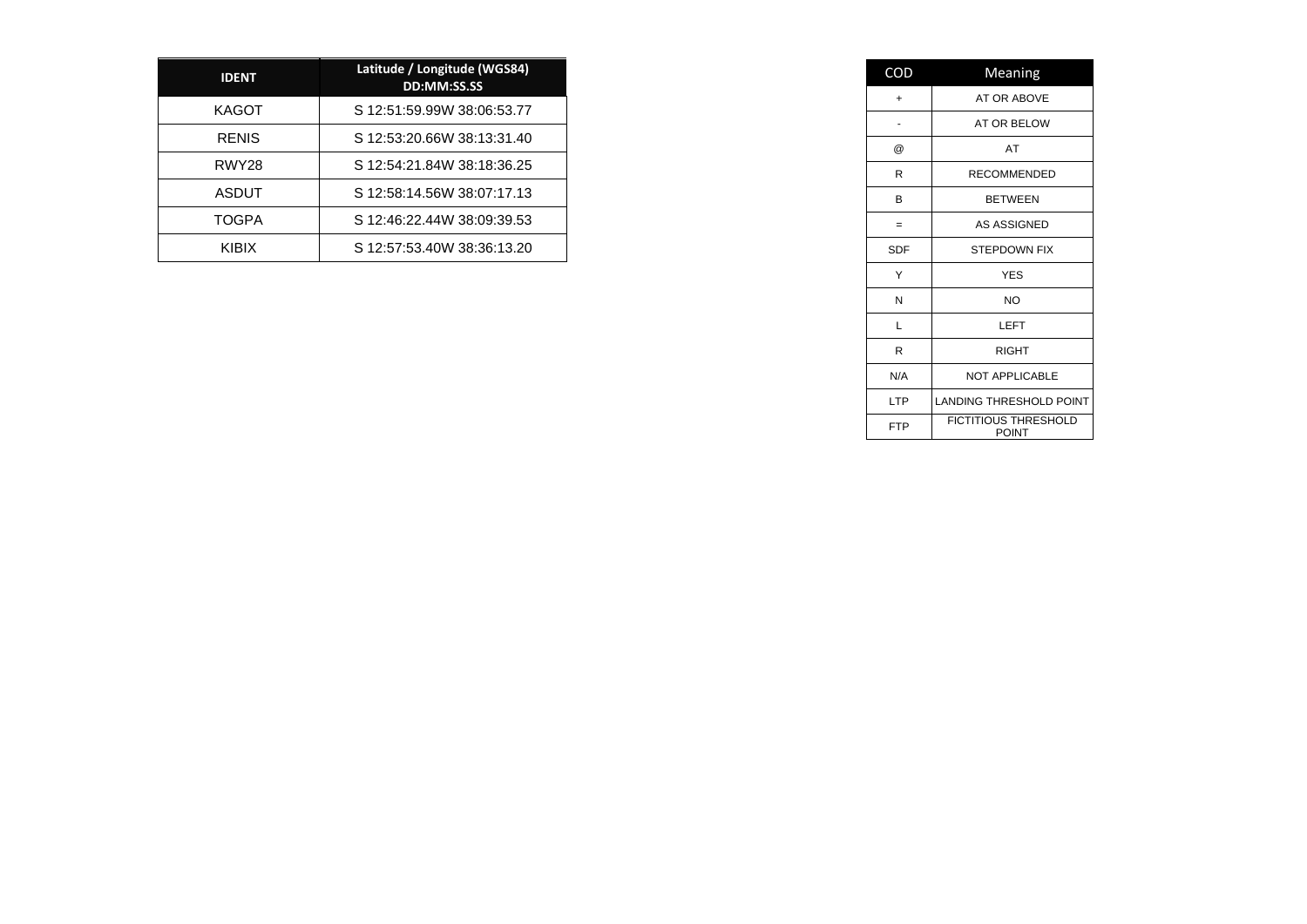| IDENT | Latitude / Longitude (WGS84) DD:MM:SS.SS |
|---|---|
| KAGOT | S 12:51:59.99W 38:06:53.77 |
| RENIS | S 12:53:20.66W 38:13:31.40 |
| RWY28 | S 12:54:21.84W 38:18:36.25 |
| ASDUT | S 12:58:14.56W 38:07:17.13 |
| TOGPA | S 12:46:22.44W 38:09:39.53 |
| KIBIX | S 12:57:53.40W 38:36:13.20 |

| COD | Meaning |
|---|---|
| + | AT OR ABOVE |
| - | AT OR BELOW |
| @ | AT |
| R | RECOMMENDED |
| B | BETWEEN |
| = | AS ASSIGNED |
| SDF | STEPDOWN FIX |
| Y | YES |
| N | NO |
| L | LEFT |
| R | RIGHT |
| N/A | NOT APPLICABLE |
| LTP | LANDING THRESHOLD POINT |
| FTP | FICTITIOUS THRESHOLD POINT |